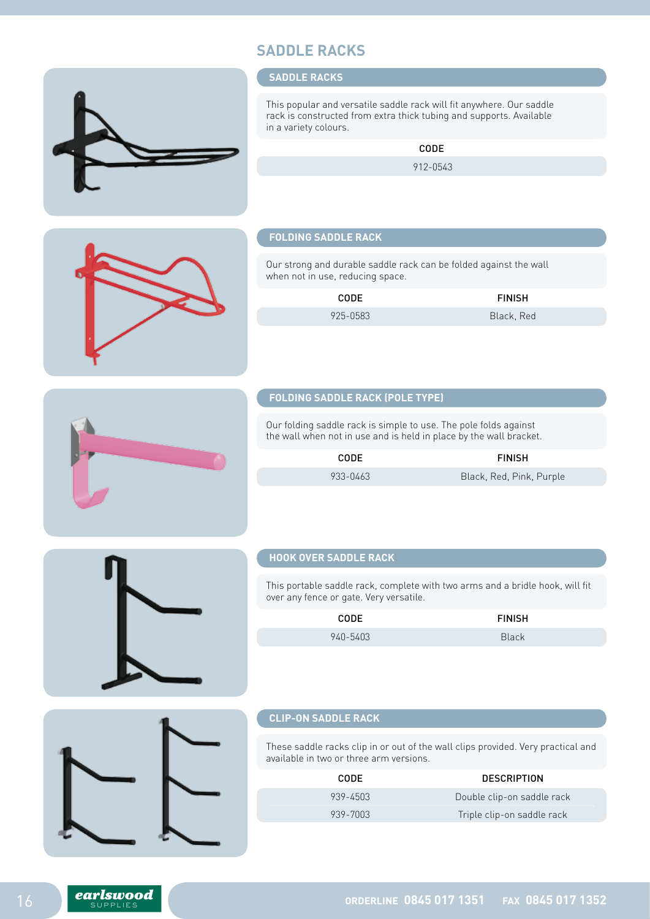# SADDLE RACKS

## SADDLE RACKS

This popular and versatile saddle rack will fit anywhere. Our saddle rack is constructed from extra thick tubing and supports. Available in a variety colours.

| CODE |
|---|
| 912-0543 |

## FOLDING SADDLE RACK

Our strong and durable saddle rack can be folded against the wall when not in use, reducing space.

| CODE | FINISH |
|---|---|
| 925-0583 | Black, Red |

## FOLDING SADDLE RACK (POLE TYPE)

Our folding saddle rack is simple to use. The pole folds against the wall when not in use and is held in place by the wall bracket.

| CODE | FINISH |
|---|---|
| 933-0463 | Black, Red, Pink, Purple |

## HOOK OVER SADDLE RACK

This portable saddle rack, complete with two arms and a bridle hook, will fit over any fence or gate. Very versatile.

| CODE | FINISH |
|---|---|
| 940-5403 | Black |

## CLIP-ON SADDLE RACK

These saddle racks clip in or out of the wall clips provided. Very practical and available in two or three arm versions.

| CODE | DESCRIPTION |
|---|---|
| 939-4503 | Double clip-on saddle rack |
| 939-7003 | Triple clip-on saddle rack |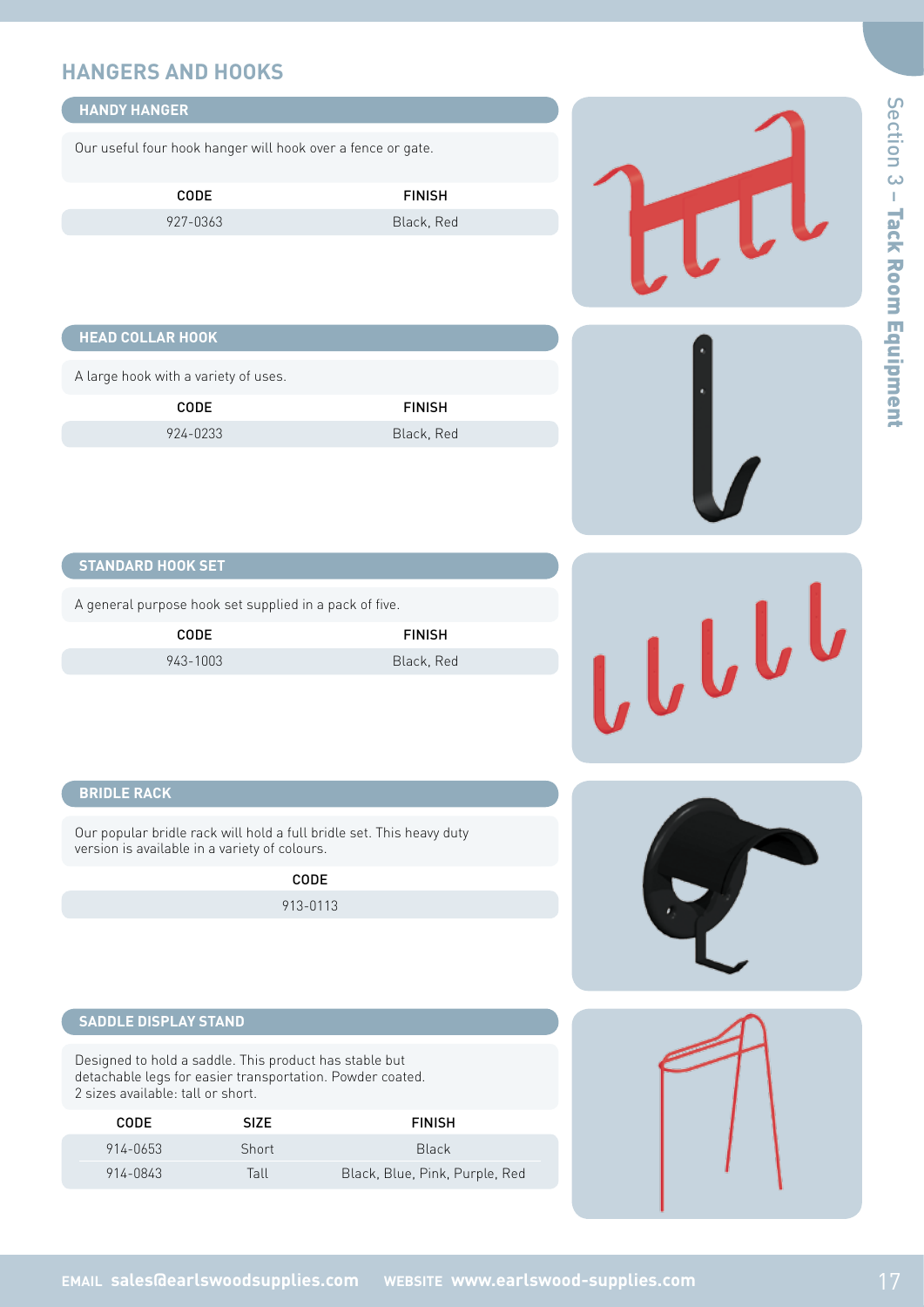# HANGERS AND HOOKS

## HANDY HANGER

Our useful four hook hanger will hook over a fence or gate.

| CODE | FINISH |
|---|---|
| 927-0363 | Black, Red |

## HEAD COLLAR HOOK

A large hook with a variety of uses.

| CODE | FINISH |
|---|---|
| 924-0233 | Black, Red |

## STANDARD HOOK SET

A general purpose hook set supplied in a pack of five.

| CODE | FINISH |
|---|---|
| 943-1003 | Black, Red |

## BRIDLE RACK

Our popular bridle rack will hold a full bridle set. This heavy duty version is available in a variety of colours.

| CODE |
|---|
| 913-0113 |

## SADDLE DISPLAY STAND

Designed to hold a saddle. This product has stable but detachable legs for easier transportation. Powder coated. 2 sizes available: tall or short.

| CODE | SIZE | FINISH |
|---|---|---|
| 914-0653 | Short | Black |
| 914-0843 | Tall | Black, Blue, Pink, Purple, Red |

Section 3 – **Tack Room Equipment**

**EMAIL** sales@earlswoodsupplies.com **WEBSITE** www.earlswood-supplies.com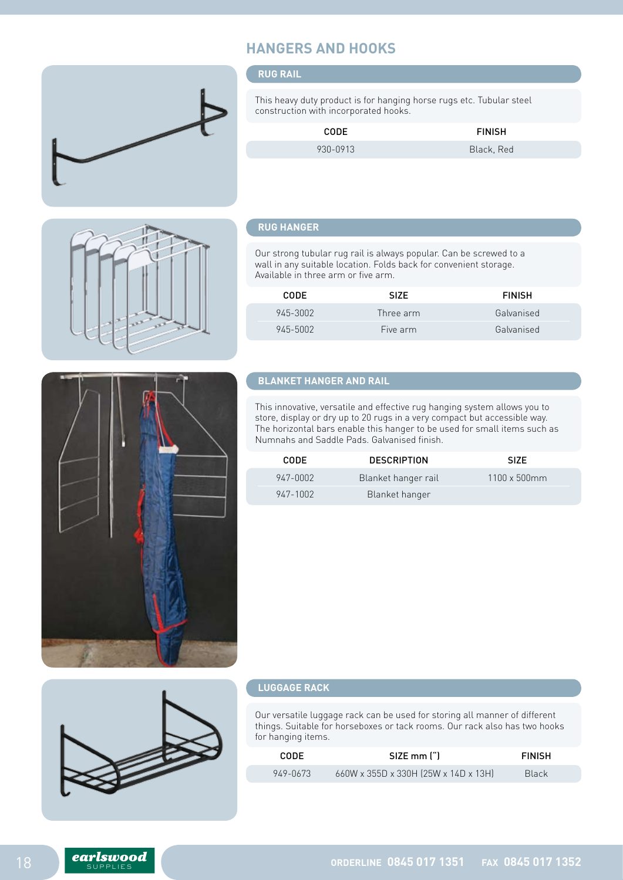# HANGERS AND HOOKS

## RUG RAIL

This heavy duty product is for hanging horse rugs etc. Tubular steel construction with incorporated hooks.

| CODE | FINISH |
|---|---|
| 930-0913 | Black, Red |

## RUG HANGER

Our strong tubular rug rail is always popular. Can be screwed to a wall in any suitable location. Folds back for convenient storage. Available in three arm or five arm.

| CODE | SIZE | FINISH |
|---|---|---|
| 945-3002 | Three arm | Galvanised |
| 945-5002 | Five arm | Galvanised |

## BLANKET HANGER AND RAIL

This innovative, versatile and effective rug hanging system allows you to store, display or dry up to 20 rugs in a very compact but accessible way. The horizontal bars enable this hanger to be used for small items such as Numnahs and Saddle Pads. Galvanised finish.

| CODE | DESCRIPTION | SIZE |
|---|---|---|
| 947-0002 | Blanket hanger rail | 1100 x 500mm |
| 947-1002 | Blanket hanger | |

## LUGGAGE RACK

Our versatile luggage rack can be used for storing all manner of different things. Suitable for horseboxes or tack rooms. Our rack also has two hooks for hanging items.

| CODE | SIZE mm (") | FINISH |
|---|---|---|
| 949-0673 | 660W x 355D x 330H (25W x 14D x 13H) | Black |

earlswood SUPPLIES

ORDERLINE 0845 017 1351 FAX 0845 017 1352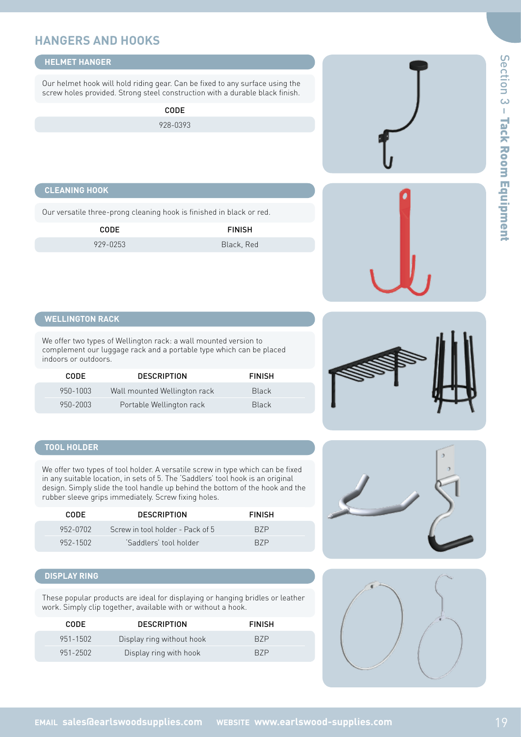# HANGERS AND HOOKS

## HELMET HANGER

Our helmet hook will hold riding gear. Can be fixed to any surface using the screw holes provided. Strong steel construction with a durable black finish.

| CODE |
|---|
| 928-0393 |

## CLEANING HOOK

Our versatile three-prong cleaning hook is finished in black or red.

| CODE | FINISH |
|---|---|
| 929-0253 | Black, Red |

## WELLINGTON RACK

We offer two types of Wellington rack: a wall mounted version to complement our luggage rack and a portable type which can be placed indoors or outdoors.

| CODE | DESCRIPTION | FINISH |
|---|---|---|
| 950-1003 | Wall mounted Wellington rack | Black |
| 950-2003 | Portable Wellington rack | Black |

## TOOL HOLDER

We offer two types of tool holder. A versatile screw in type which can be fixed in any suitable location, in sets of 5. The 'Saddlers' tool hook is an original design. Simply slide the tool handle up behind the bottom of the hook and the rubber sleeve grips immediately. Screw fixing holes.

| CODE | DESCRIPTION | FINISH |
|---|---|---|
| 952-0702 | Screw in tool holder - Pack of 5 | BZP |
| 952-1502 | 'Saddlers' tool holder | BZP |

## DISPLAY RING

These popular products are ideal for displaying or hanging bridles or leather work. Simply clip together, available with or without a hook.

| CODE | DESCRIPTION | FINISH |
|---|---|---|
| 951-1502 | Display ring without hook | BZP |
| 951-2502 | Display ring with hook | BZP |

**EMAIL** sales@earlswoodsupplies.com **WEBSITE** www.earlswood-supplies.com